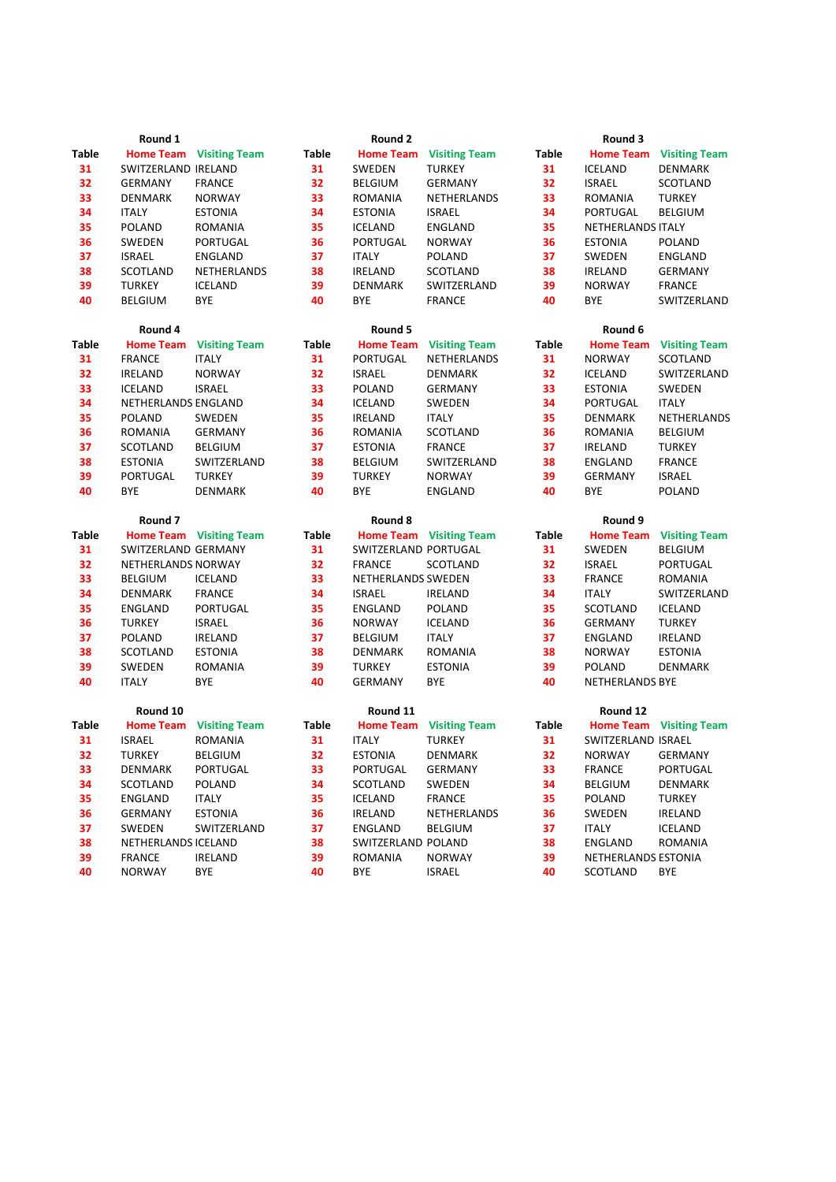### Round 1

| Table | Home Team | Visiting Team |
|---|---|---|
| 31 | SWITZERLAND | IRELAND |
| 32 | GERMANY | FRANCE |
| 33 | DENMARK | NORWAY |
| 34 | ITALY | ESTONIA |
| 35 | POLAND | ROMANIA |
| 36 | SWEDEN | PORTUGAL |
| 37 | ISRAEL | ENGLAND |
| 38 | SCOTLAND | NETHERLANDS |
| 39 | TURKEY | ICELAND |
| 40 | BELGIUM | BYE |

### Round 2

| Table | Home Team | Visiting Team |
|---|---|---|
| 31 | SWEDEN | TURKEY |
| 32 | BELGIUM | GERMANY |
| 33 | ROMANIA | NETHERLANDS |
| 34 | ESTONIA | ISRAEL |
| 35 | ICELAND | ENGLAND |
| 36 | PORTUGAL | NORWAY |
| 37 | ITALY | POLAND |
| 38 | IRELAND | SCOTLAND |
| 39 | DENMARK | SWITZERLAND |
| 40 | BYE | FRANCE |

### Round 3

| Table | Home Team | Visiting Team |
|---|---|---|
| 31 | ICELAND | DENMARK |
| 32 | ISRAEL | SCOTLAND |
| 33 | ROMANIA | TURKEY |
| 34 | PORTUGAL | BELGIUM |
| 35 | NETHERLANDS | ITALY |
| 36 | ESTONIA | POLAND |
| 37 | SWEDEN | ENGLAND |
| 38 | IRELAND | GERMANY |
| 39 | NORWAY | FRANCE |
| 40 | BYE | SWITZERLAND |

### Round 4

| Table | Home Team | Visiting Team |
|---|---|---|
| 31 | FRANCE | ITALY |
| 32 | IRELAND | NORWAY |
| 33 | ICELAND | ISRAEL |
| 34 | NETHERLANDS | ENGLAND |
| 35 | POLAND | SWEDEN |
| 36 | ROMANIA | GERMANY |
| 37 | SCOTLAND | BELGIUM |
| 38 | ESTONIA | SWITZERLAND |
| 39 | PORTUGAL | TURKEY |
| 40 | BYE | DENMARK |

### Round 5

| Table | Home Team | Visiting Team |
|---|---|---|
| 31 | PORTUGAL | NETHERLANDS |
| 32 | ISRAEL | DENMARK |
| 33 | POLAND | GERMANY |
| 34 | ICELAND | SWEDEN |
| 35 | IRELAND | ITALY |
| 36 | ROMANIA | SCOTLAND |
| 37 | ESTONIA | FRANCE |
| 38 | BELGIUM | SWITZERLAND |
| 39 | TURKEY | NORWAY |
| 40 | BYE | ENGLAND |

### Round 6

| Table | Home Team | Visiting Team |
|---|---|---|
| 31 | NORWAY | SCOTLAND |
| 32 | ICELAND | SWITZERLAND |
| 33 | ESTONIA | SWEDEN |
| 34 | PORTUGAL | ITALY |
| 35 | DENMARK | NETHERLANDS |
| 36 | ROMANIA | BELGIUM |
| 37 | IRELAND | TURKEY |
| 38 | ENGLAND | FRANCE |
| 39 | GERMANY | ISRAEL |
| 40 | BYE | POLAND |

### Round 7

| Table | Home Team | Visiting Team |
|---|---|---|
| 31 | SWITZERLAND | GERMANY |
| 32 | NETHERLANDS | NORWAY |
| 33 | BELGIUM | ICELAND |
| 34 | DENMARK | FRANCE |
| 35 | ENGLAND | PORTUGAL |
| 36 | TURKEY | ISRAEL |
| 37 | POLAND | IRELAND |
| 38 | SCOTLAND | ESTONIA |
| 39 | SWEDEN | ROMANIA |
| 40 | ITALY | BYE |

### Round 8

| Table | Home Team | Visiting Team |
|---|---|---|
| 31 | SWITZERLAND | PORTUGAL |
| 32 | FRANCE | SCOTLAND |
| 33 | NETHERLANDS | SWEDEN |
| 34 | ISRAEL | IRELAND |
| 35 | ENGLAND | POLAND |
| 36 | NORWAY | ICELAND |
| 37 | BELGIUM | ITALY |
| 38 | DENMARK | ROMANIA |
| 39 | TURKEY | ESTONIA |
| 40 | GERMANY | BYE |

### Round 9

| Table | Home Team | Visiting Team |
|---|---|---|
| 31 | SWEDEN | BELGIUM |
| 32 | ISRAEL | PORTUGAL |
| 33 | FRANCE | ROMANIA |
| 34 | ITALY | SWITZERLAND |
| 35 | SCOTLAND | ICELAND |
| 36 | GERMANY | TURKEY |
| 37 | ENGLAND | IRELAND |
| 38 | NORWAY | ESTONIA |
| 39 | POLAND | DENMARK |
| 40 | NETHERLANDS | BYE |

### Round 10

| Table | Home Team | Visiting Team |
|---|---|---|
| 31 | ISRAEL | ROMANIA |
| 32 | TURKEY | BELGIUM |
| 33 | DENMARK | PORTUGAL |
| 34 | SCOTLAND | POLAND |
| 35 | ENGLAND | ITALY |
| 36 | GERMANY | ESTONIA |
| 37 | SWEDEN | SWITZERLAND |
| 38 | NETHERLANDS | ICELAND |
| 39 | FRANCE | IRELAND |
| 40 | NORWAY | BYE |

### Round 11

| Table | Home Team | Visiting Team |
|---|---|---|
| 31 | ITALY | TURKEY |
| 32 | ESTONIA | DENMARK |
| 33 | PORTUGAL | GERMANY |
| 34 | SCOTLAND | SWEDEN |
| 35 | ICELAND | FRANCE |
| 36 | IRELAND | NETHERLANDS |
| 37 | ENGLAND | BELGIUM |
| 38 | SWITZERLAND | POLAND |
| 39 | ROMANIA | NORWAY |
| 40 | BYE | ISRAEL |

### Round 12

| Table | Home Team | Visiting Team |
|---|---|---|
| 31 | SWITZERLAND | ISRAEL |
| 32 | NORWAY | GERMANY |
| 33 | FRANCE | PORTUGAL |
| 34 | BELGIUM | DENMARK |
| 35 | POLAND | TURKEY |
| 36 | SWEDEN | IRELAND |
| 37 | ITALY | ICELAND |
| 38 | ENGLAND | ROMANIA |
| 39 | NETHERLANDS | ESTONIA |
| 40 | SCOTLAND | BYE |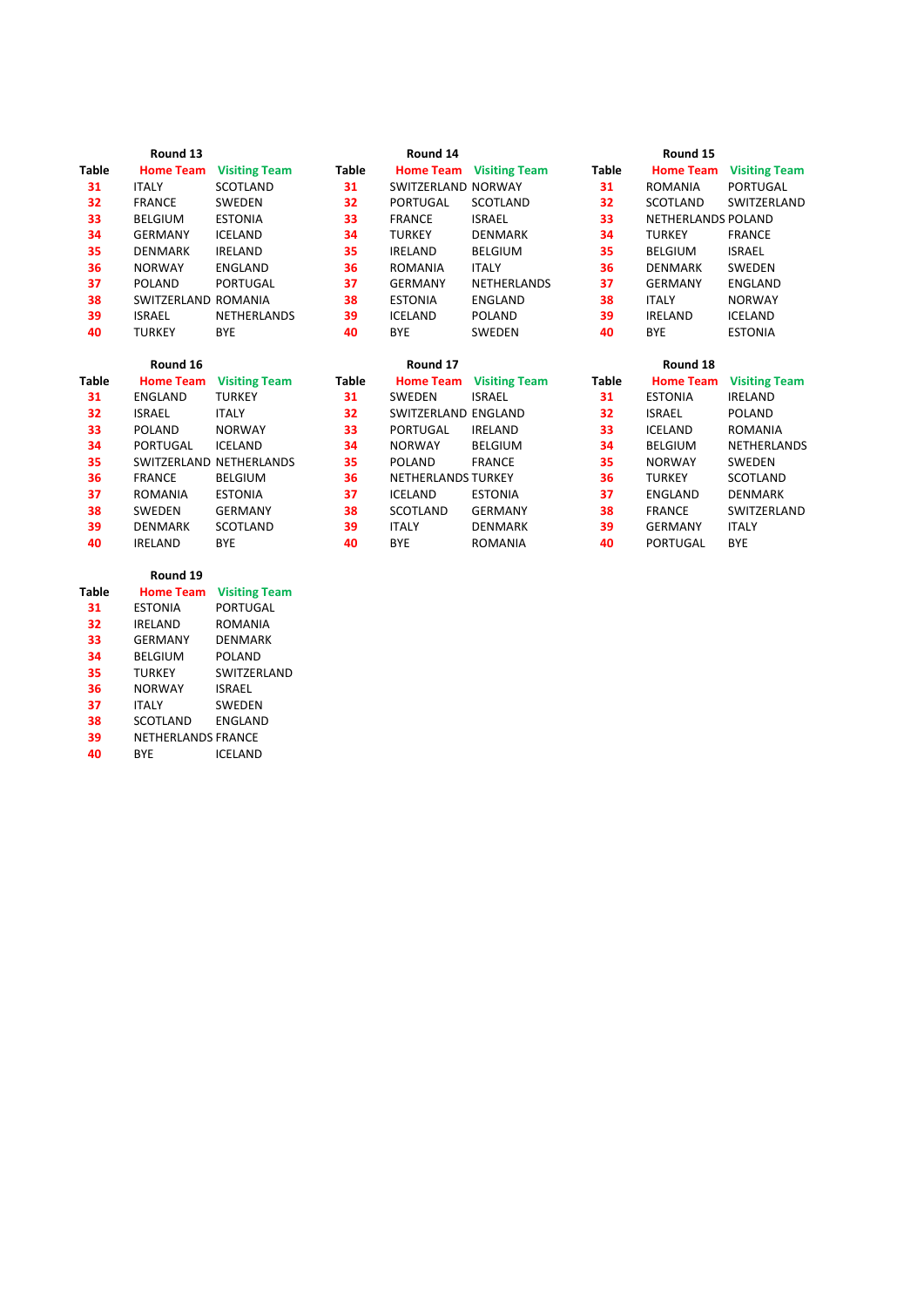### Round 13

| Table | Home Team | Visiting Team |
|---|---|---|
| 31 | ITALY | SCOTLAND |
| 32 | FRANCE | SWEDEN |
| 33 | BELGIUM | ESTONIA |
| 34 | GERMANY | ICELAND |
| 35 | DENMARK | IRELAND |
| 36 | NORWAY | ENGLAND |
| 37 | POLAND | PORTUGAL |
| 38 | SWITZERLAND | ROMANIA |
| 39 | ISRAEL | NETHERLANDS |
| 40 | TURKEY | BYE |

### Round 14

| Table | Home Team | Visiting Team |
|---|---|---|
| 31 | SWITZERLAND | NORWAY |
| 32 | PORTUGAL | SCOTLAND |
| 33 | FRANCE | ISRAEL |
| 34 | TURKEY | DENMARK |
| 35 | IRELAND | BELGIUM |
| 36 | ROMANIA | ITALY |
| 37 | GERMANY | NETHERLANDS |
| 38 | ESTONIA | ENGLAND |
| 39 | ICELAND | POLAND |
| 40 | BYE | SWEDEN |

### Round 15

| Table | Home Team | Visiting Team |
|---|---|---|
| 31 | ROMANIA | PORTUGAL |
| 32 | SCOTLAND | SWITZERLAND |
| 33 | NETHERLANDS | POLAND |
| 34 | TURKEY | FRANCE |
| 35 | BELGIUM | ISRAEL |
| 36 | DENMARK | SWEDEN |
| 37 | GERMANY | ENGLAND |
| 38 | ITALY | NORWAY |
| 39 | IRELAND | ICELAND |
| 40 | BYE | ESTONIA |

### Round 16

| Table | Home Team | Visiting Team |
|---|---|---|
| 31 | ENGLAND | TURKEY |
| 32 | ISRAEL | ITALY |
| 33 | POLAND | NORWAY |
| 34 | PORTUGAL | ICELAND |
| 35 | SWITZERLAND | NETHERLANDS |
| 36 | FRANCE | BELGIUM |
| 37 | ROMANIA | ESTONIA |
| 38 | SWEDEN | GERMANY |
| 39 | DENMARK | SCOTLAND |
| 40 | IRELAND | BYE |

### Round 17

| Table | Home Team | Visiting Team |
|---|---|---|
| 31 | SWEDEN | ISRAEL |
| 32 | SWITZERLAND | ENGLAND |
| 33 | PORTUGAL | IRELAND |
| 34 | NORWAY | BELGIUM |
| 35 | POLAND | FRANCE |
| 36 | NETHERLANDS | TURKEY |
| 37 | ICELAND | ESTONIA |
| 38 | SCOTLAND | GERMANY |
| 39 | ITALY | DENMARK |
| 40 | BYE | ROMANIA |

### Round 18

| Table | Home Team | Visiting Team |
|---|---|---|
| 31 | ESTONIA | IRELAND |
| 32 | ISRAEL | POLAND |
| 33 | ICELAND | ROMANIA |
| 34 | BELGIUM | NETHERLANDS |
| 35 | NORWAY | SWEDEN |
| 36 | TURKEY | SCOTLAND |
| 37 | ENGLAND | DENMARK |
| 38 | FRANCE | SWITZERLAND |
| 39 | GERMANY | ITALY |
| 40 | PORTUGAL | BYE |

### Round 19

| Table | Home Team | Visiting Team |
|---|---|---|
| 31 | ESTONIA | PORTUGAL |
| 32 | IRELAND | ROMANIA |
| 33 | GERMANY | DENMARK |
| 34 | BELGIUM | POLAND |
| 35 | TURKEY | SWITZERLAND |
| 36 | NORWAY | ISRAEL |
| 37 | ITALY | SWEDEN |
| 38 | SCOTLAND | ENGLAND |
| 39 | NETHERLANDS | FRANCE |
| 40 | BYE | ICELAND |